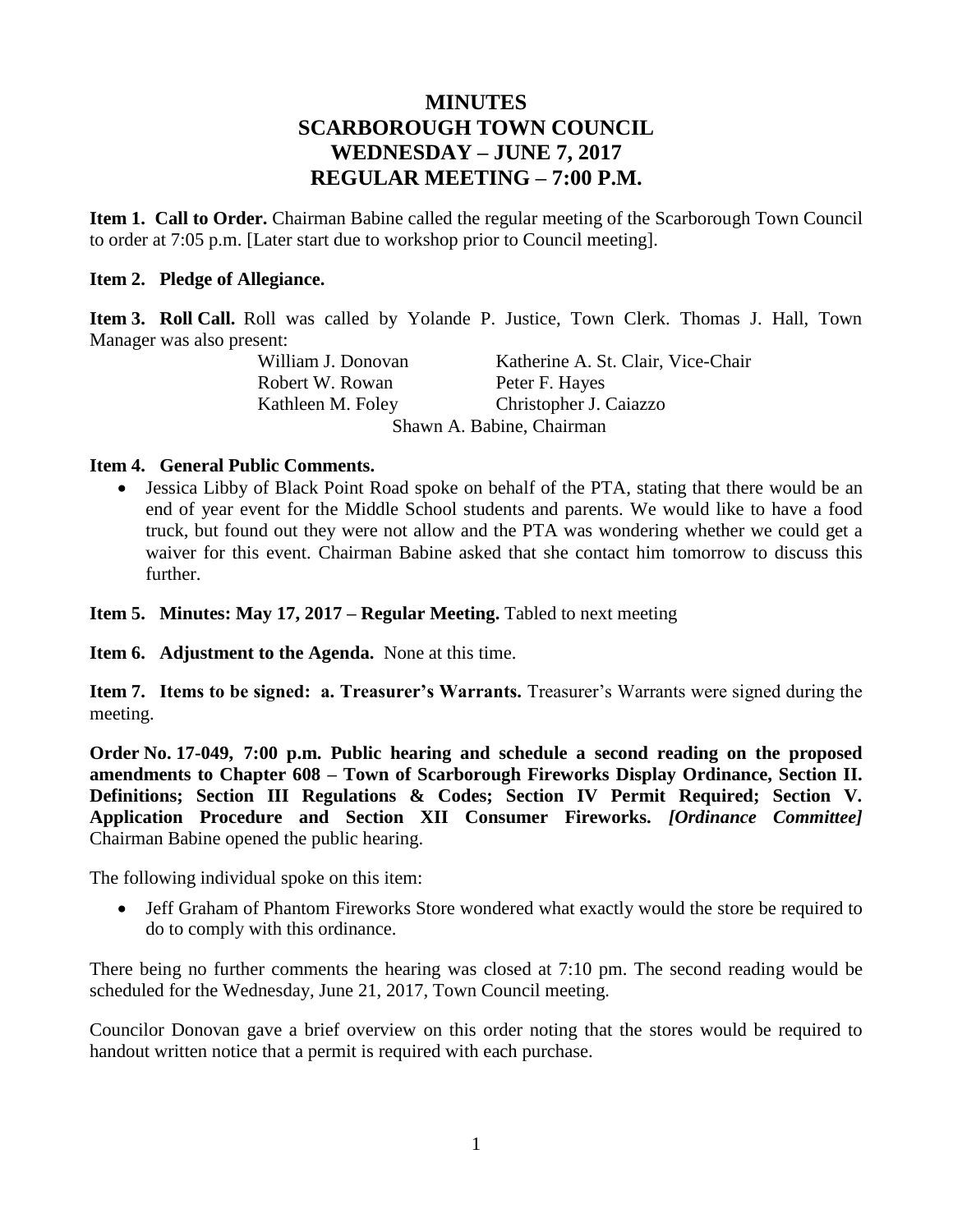# MINUTES
# SCARBOROUGH TOWN COUNCIL
# WEDNESDAY – JUNE 7, 2017
# REGULAR MEETING – 7:00 P.M.

**Item 1. Call to Order.** Chairman Babine called the regular meeting of the Scarborough Town Council to order at 7:05 p.m. [Later start due to workshop prior to Council meeting].

**Item 2. Pledge of Allegiance.**

**Item 3. Roll Call.** Roll was called by Yolande P. Justice, Town Clerk. Thomas J. Hall, Town Manager was also present:

| | |
|---|---|
| William J. Donovan | Katherine A. St. Clair, Vice-Chair |
| Robert W. Rowan | Peter F. Hayes |
| Kathleen M. Foley | Christopher J. Caiazzo |

Shawn A. Babine, Chairman

**Item 4. General Public Comments.**

- Jessica Libby of Black Point Road spoke on behalf of the PTA, stating that there would be an end of year event for the Middle School students and parents. We would like to have a food truck, but found out they were not allow and the PTA was wondering whether we could get a waiver for this event. Chairman Babine asked that she contact him tomorrow to discuss this further.

**Item 5. Minutes: May 17, 2017 – Regular Meeting.** Tabled to next meeting

**Item 6. Adjustment to the Agenda.** None at this time.

**Item 7. Items to be signed: a. Treasurer's Warrants.** Treasurer's Warrants were signed during the meeting.

**Order No. 17-049, 7:00 p.m. Public hearing and schedule a second reading on the proposed amendments to Chapter 608 – Town of Scarborough Fireworks Display Ordinance, Section II. Definitions; Section III Regulations & Codes; Section IV Permit Required; Section V. Application Procedure and Section XII Consumer Fireworks.** ***[Ordinance Committee]*** Chairman Babine opened the public hearing.

The following individual spoke on this item:

- Jeff Graham of Phantom Fireworks Store wondered what exactly would the store be required to do to comply with this ordinance.

There being no further comments the hearing was closed at 7:10 pm. The second reading would be scheduled for the Wednesday, June 21, 2017, Town Council meeting.

Councilor Donovan gave a brief overview on this order noting that the stores would be required to handout written notice that a permit is required with each purchase.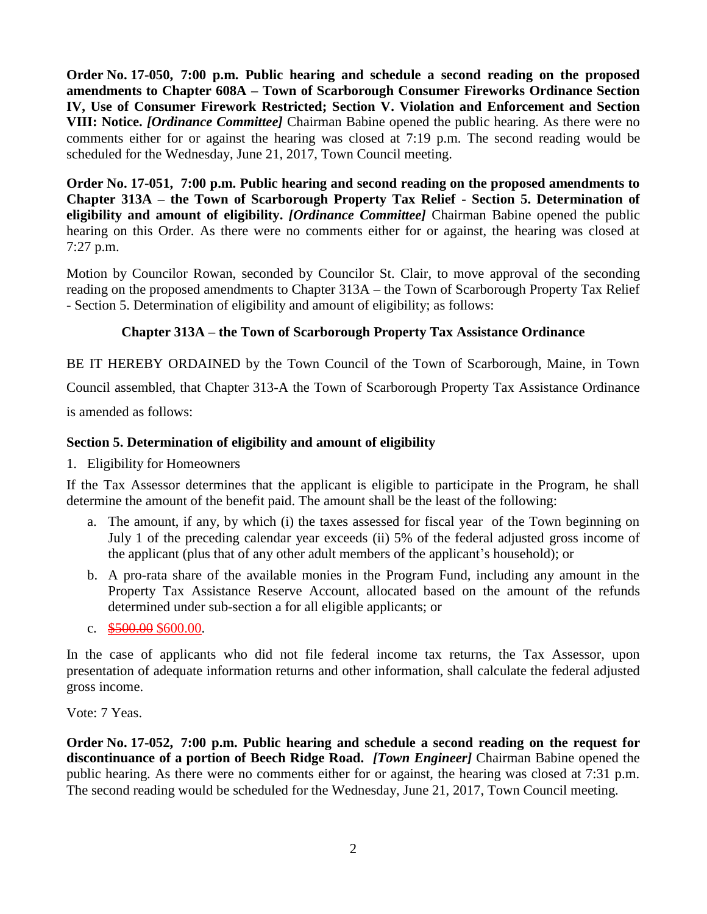**Order No. 17-050, 7:00 p.m. Public hearing and schedule a second reading on the proposed amendments to Chapter 608A – Town of Scarborough Consumer Fireworks Ordinance Section IV, Use of Consumer Firework Restricted; Section V. Violation and Enforcement and Section VIII: Notice.** ***[Ordinance Committee]*** Chairman Babine opened the public hearing. As there were no comments either for or against the hearing was closed at 7:19 p.m. The second reading would be scheduled for the Wednesday, June 21, 2017, Town Council meeting.

**Order No. 17-051, 7:00 p.m. Public hearing and second reading on the proposed amendments to Chapter 313A – the Town of Scarborough Property Tax Relief - Section 5. Determination of eligibility and amount of eligibility.** ***[Ordinance Committee]*** Chairman Babine opened the public hearing on this Order. As there were no comments either for or against, the hearing was closed at 7:27 p.m.

Motion by Councilor Rowan, seconded by Councilor St. Clair, to move approval of the seconding reading on the proposed amendments to Chapter 313A – the Town of Scarborough Property Tax Relief - Section 5. Determination of eligibility and amount of eligibility; as follows:

**Chapter 313A – the Town of Scarborough Property Tax Assistance Ordinance**

BE IT HEREBY ORDAINED by the Town Council of the Town of Scarborough, Maine, in Town Council assembled, that Chapter 313-A the Town of Scarborough Property Tax Assistance Ordinance is amended as follows:

**Section 5. Determination of eligibility and amount of eligibility**

1. Eligibility for Homeowners

If the Tax Assessor determines that the applicant is eligible to participate in the Program, he shall determine the amount of the benefit paid. The amount shall be the least of the following:

a. The amount, if any, by which (i) the taxes assessed for fiscal year of the Town beginning on July 1 of the preceding calendar year exceeds (ii) 5% of the federal adjusted gross income of the applicant (plus that of any other adult members of the applicant's household); or

b. A pro-rata share of the available monies in the Program Fund, including any amount in the Property Tax Assistance Reserve Account, allocated based on the amount of the refunds determined under sub-section a for all eligible applicants; or

c. ~~$500.00~~ $600.00.

In the case of applicants who did not file federal income tax returns, the Tax Assessor, upon presentation of adequate information returns and other information, shall calculate the federal adjusted gross income.

Vote: 7 Yeas.

**Order No. 17-052, 7:00 p.m. Public hearing and schedule a second reading on the request for discontinuance of a portion of Beech Ridge Road.** ***[Town Engineer]*** Chairman Babine opened the public hearing. As there were no comments either for or against, the hearing was closed at 7:31 p.m. The second reading would be scheduled for the Wednesday, June 21, 2017, Town Council meeting.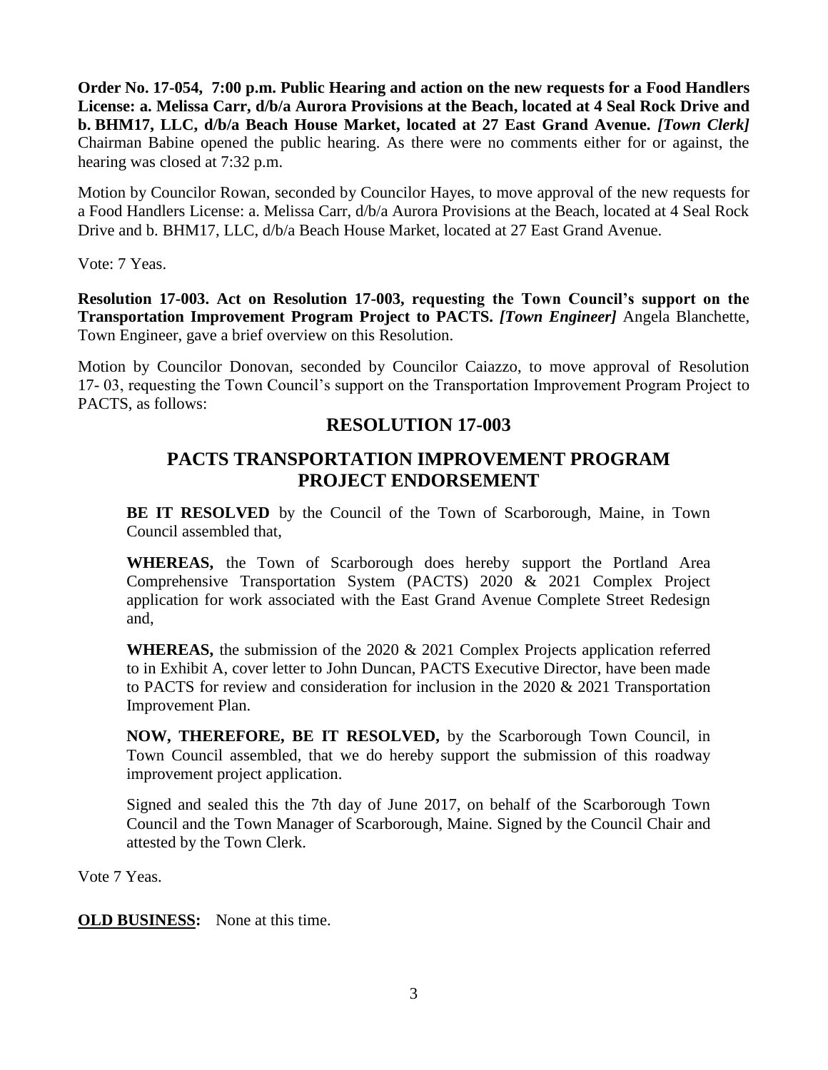**Order No. 17-054, 7:00 p.m. Public Hearing and action on the new requests for a Food Handlers License: a. Melissa Carr, d/b/a Aurora Provisions at the Beach, located at 4 Seal Rock Drive and b. BHM17, LLC, d/b/a Beach House Market, located at 27 East Grand Avenue.** ***[Town Clerk]*** Chairman Babine opened the public hearing. As there were no comments either for or against, the hearing was closed at 7:32 p.m.

Motion by Councilor Rowan, seconded by Councilor Hayes, to move approval of the new requests for a Food Handlers License: a. Melissa Carr, d/b/a Aurora Provisions at the Beach, located at 4 Seal Rock Drive and b. BHM17, LLC, d/b/a Beach House Market, located at 27 East Grand Avenue.

Vote: 7 Yeas.

**Resolution 17-003. Act on Resolution 17-003, requesting the Town Council's support on the Transportation Improvement Program Project to PACTS.** ***[Town Engineer]*** Angela Blanchette, Town Engineer, gave a brief overview on this Resolution.

Motion by Councilor Donovan, seconded by Councilor Caiazzo, to move approval of Resolution 17- 03, requesting the Town Council's support on the Transportation Improvement Program Project to PACTS, as follows:

## RESOLUTION 17-003

## PACTS TRANSPORTATION IMPROVEMENT PROGRAM PROJECT ENDORSEMENT

**BE IT RESOLVED** by the Council of the Town of Scarborough, Maine, in Town Council assembled that,

**WHEREAS,** the Town of Scarborough does hereby support the Portland Area Comprehensive Transportation System (PACTS) 2020 & 2021 Complex Project application for work associated with the East Grand Avenue Complete Street Redesign and,

**WHEREAS,** the submission of the 2020 & 2021 Complex Projects application referred to in Exhibit A, cover letter to John Duncan, PACTS Executive Director, have been made to PACTS for review and consideration for inclusion in the 2020 & 2021 Transportation Improvement Plan.

**NOW, THEREFORE, BE IT RESOLVED,** by the Scarborough Town Council, in Town Council assembled, that we do hereby support the submission of this roadway improvement project application.

Signed and sealed this the 7th day of June 2017, on behalf of the Scarborough Town Council and the Town Manager of Scarborough, Maine. Signed by the Council Chair and attested by the Town Clerk.

Vote 7 Yeas.

**OLD BUSINESS:** None at this time.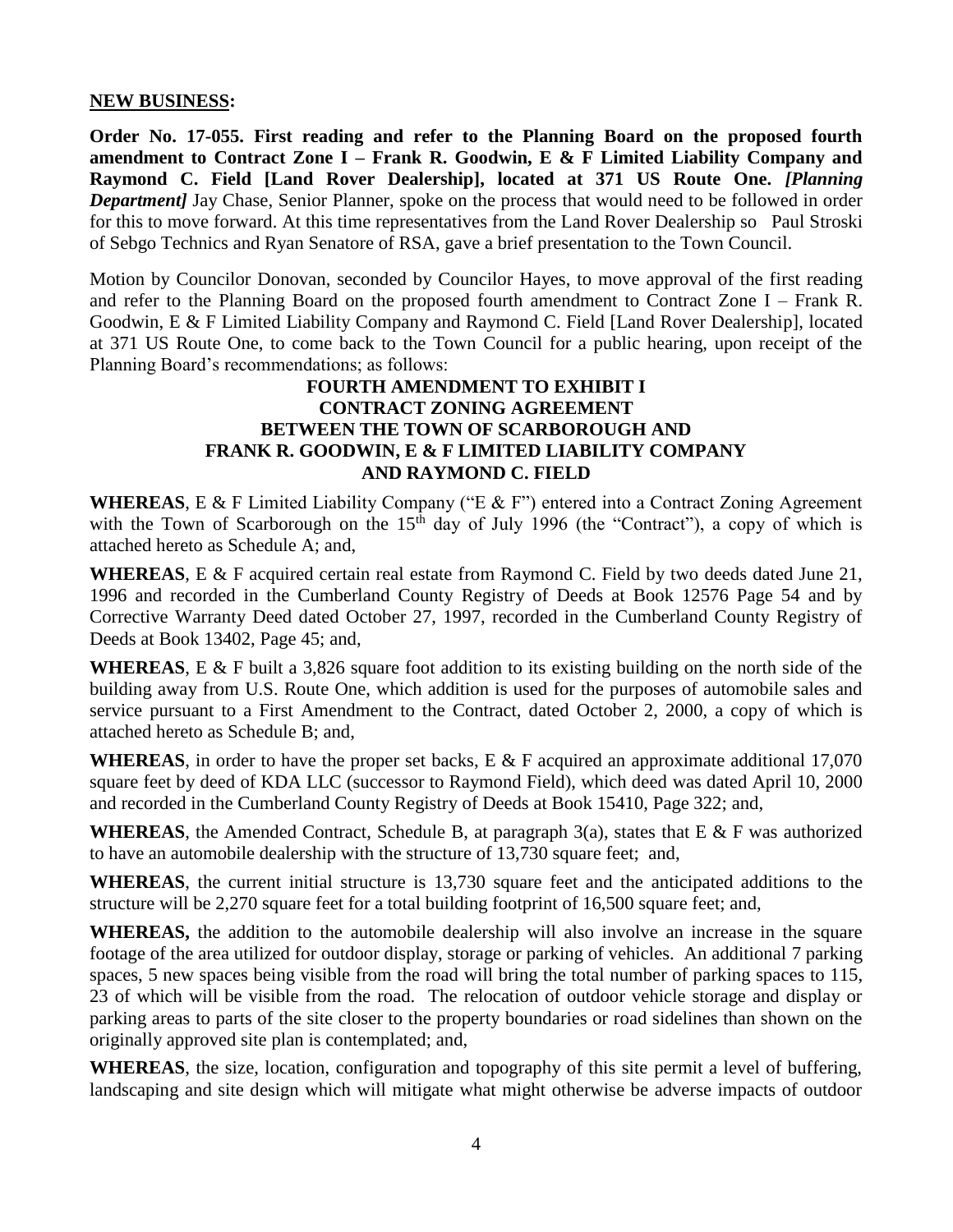**NEW BUSINESS:**

**Order No. 17-055. First reading and refer to the Planning Board on the proposed fourth amendment to Contract Zone I – Frank R. Goodwin, E & F Limited Liability Company and Raymond C. Field [Land Rover Dealership], located at 371 US Route One.** ***[Planning Department]*** Jay Chase, Senior Planner, spoke on the process that would need to be followed in order for this to move forward. At this time representatives from the Land Rover Dealership so Paul Stroski of Sebgo Technics and Ryan Senatore of RSA, gave a brief presentation to the Town Council.

Motion by Councilor Donovan, seconded by Councilor Hayes, to move approval of the first reading and refer to the Planning Board on the proposed fourth amendment to Contract Zone I – Frank R. Goodwin, E & F Limited Liability Company and Raymond C. Field [Land Rover Dealership], located at 371 US Route One, to come back to the Town Council for a public hearing, upon receipt of the Planning Board's recommendations; as follows:

**FOURTH AMENDMENT TO EXHIBIT I**
**CONTRACT ZONING AGREEMENT**
**BETWEEN THE TOWN OF SCARBOROUGH AND**
**FRANK R. GOODWIN, E & F LIMITED LIABILITY COMPANY**
**AND RAYMOND C. FIELD**

**WHEREAS**, E & F Limited Liability Company ("E & F") entered into a Contract Zoning Agreement with the Town of Scarborough on the 15th day of July 1996 (the "Contract"), a copy of which is attached hereto as Schedule A; and,

**WHEREAS**, E & F acquired certain real estate from Raymond C. Field by two deeds dated June 21, 1996 and recorded in the Cumberland County Registry of Deeds at Book 12576 Page 54 and by Corrective Warranty Deed dated October 27, 1997, recorded in the Cumberland County Registry of Deeds at Book 13402, Page 45; and,

**WHEREAS**, E & F built a 3,826 square foot addition to its existing building on the north side of the building away from U.S. Route One, which addition is used for the purposes of automobile sales and service pursuant to a First Amendment to the Contract, dated October 2, 2000, a copy of which is attached hereto as Schedule B; and,

**WHEREAS**, in order to have the proper set backs, E & F acquired an approximate additional 17,070 square feet by deed of KDA LLC (successor to Raymond Field), which deed was dated April 10, 2000 and recorded in the Cumberland County Registry of Deeds at Book 15410, Page 322; and,

**WHEREAS**, the Amended Contract, Schedule B, at paragraph 3(a), states that E & F was authorized to have an automobile dealership with the structure of 13,730 square feet; and,

**WHEREAS**, the current initial structure is 13,730 square feet and the anticipated additions to the structure will be 2,270 square feet for a total building footprint of 16,500 square feet; and,

**WHEREAS,** the addition to the automobile dealership will also involve an increase in the square footage of the area utilized for outdoor display, storage or parking of vehicles. An additional 7 parking spaces, 5 new spaces being visible from the road will bring the total number of parking spaces to 115, 23 of which will be visible from the road. The relocation of outdoor vehicle storage and display or parking areas to parts of the site closer to the property boundaries or road sidelines than shown on the originally approved site plan is contemplated; and,

**WHEREAS**, the size, location, configuration and topography of this site permit a level of buffering, landscaping and site design which will mitigate what might otherwise be adverse impacts of outdoor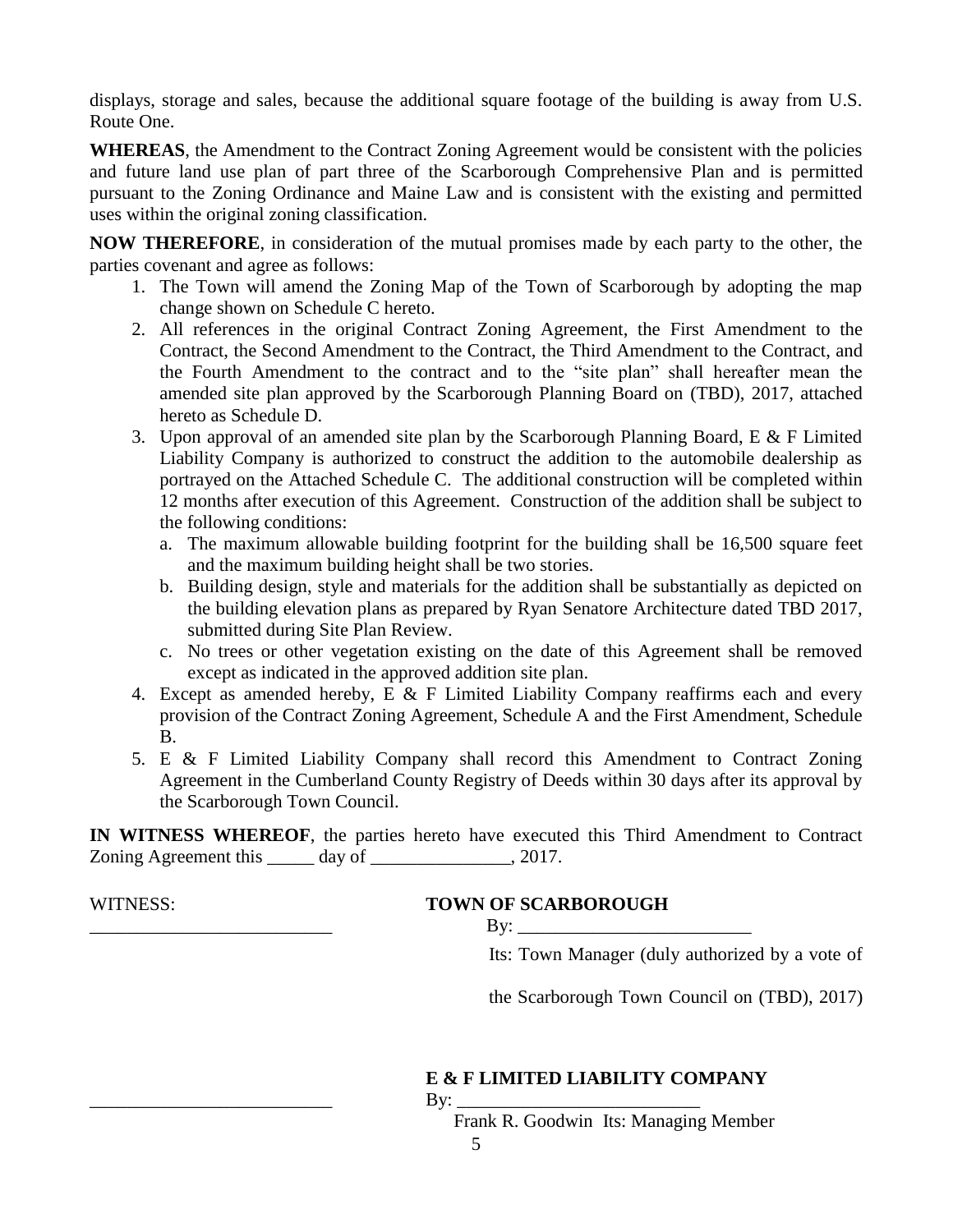displays, storage and sales, because the additional square footage of the building is away from U.S. Route One.

**WHEREAS**, the Amendment to the Contract Zoning Agreement would be consistent with the policies and future land use plan of part three of the Scarborough Comprehensive Plan and is permitted pursuant to the Zoning Ordinance and Maine Law and is consistent with the existing and permitted uses within the original zoning classification.

**NOW THEREFORE**, in consideration of the mutual promises made by each party to the other, the parties covenant and agree as follows:

1. The Town will amend the Zoning Map of the Town of Scarborough by adopting the map change shown on Schedule C hereto.
2. All references in the original Contract Zoning Agreement, the First Amendment to the Contract, the Second Amendment to the Contract, the Third Amendment to the Contract, and the Fourth Amendment to the contract and to the "site plan" shall hereafter mean the amended site plan approved by the Scarborough Planning Board on (TBD), 2017, attached hereto as Schedule D.
3. Upon approval of an amended site plan by the Scarborough Planning Board, E & F Limited Liability Company is authorized to construct the addition to the automobile dealership as portrayed on the Attached Schedule C. The additional construction will be completed within 12 months after execution of this Agreement. Construction of the addition shall be subject to the following conditions:
   a. The maximum allowable building footprint for the building shall be 16,500 square feet and the maximum building height shall be two stories.
   b. Building design, style and materials for the addition shall be substantially as depicted on the building elevation plans as prepared by Ryan Senatore Architecture dated TBD 2017, submitted during Site Plan Review.
   c. No trees or other vegetation existing on the date of this Agreement shall be removed except as indicated in the approved addition site plan.
4. Except as amended hereby, E & F Limited Liability Company reaffirms each and every provision of the Contract Zoning Agreement, Schedule A and the First Amendment, Schedule B.
5. E & F Limited Liability Company shall record this Amendment to Contract Zoning Agreement in the Cumberland County Registry of Deeds within 30 days after its approval by the Scarborough Town Council.

**IN WITNESS WHEREOF**, the parties hereto have executed this Third Amendment to Contract Zoning Agreement this _____ day of _______________, 2017.

WITNESS:

__________________________

**TOWN OF SCARBOROUGH**

By: _________________________

Its: Town Manager (duly authorized by a vote of the Scarborough Town Council on (TBD), 2017)

__________________________

**E & F LIMITED LIABILITY COMPANY**

By: __________________________

Frank R. Goodwin Its: Managing Member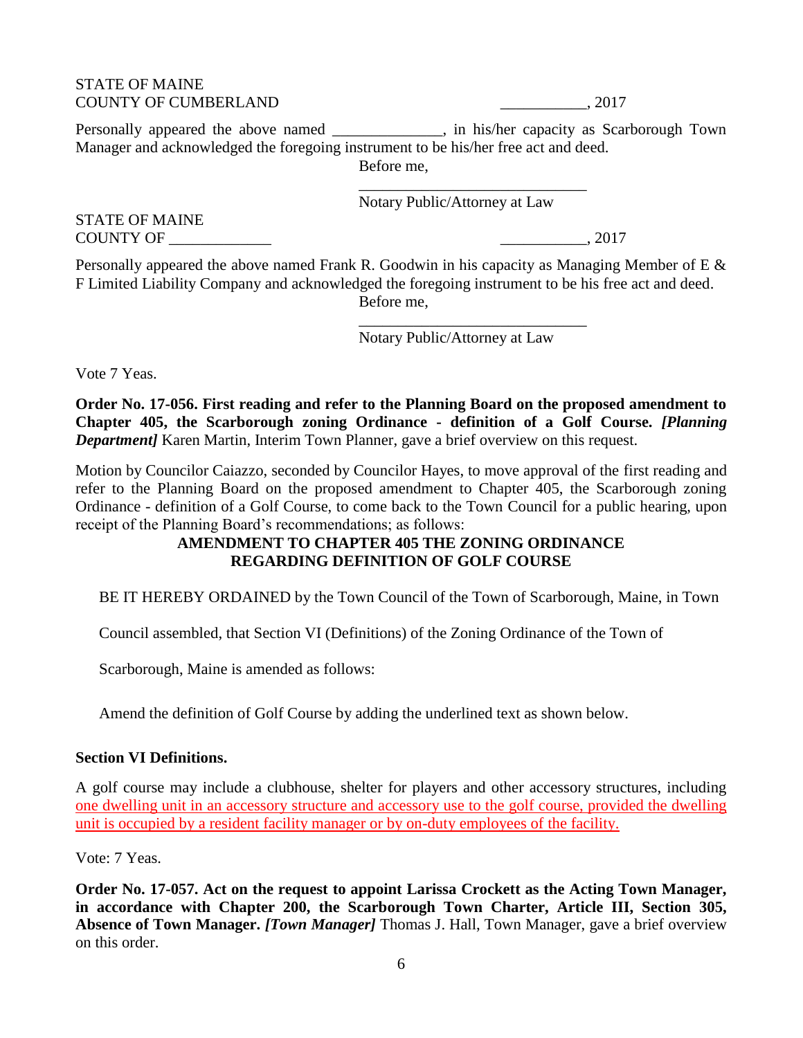STATE OF MAINE
COUNTY OF CUMBERLAND ___________, 2017

Personally appeared the above named ______________, in his/her capacity as Scarborough Town Manager and acknowledged the foregoing instrument to be his/her free act and deed.

Before me,

_____________________________
Notary Public/Attorney at Law

STATE OF MAINE
COUNTY OF _____________ ___________, 2017

Personally appeared the above named Frank R. Goodwin in his capacity as Managing Member of E & F Limited Liability Company and acknowledged the foregoing instrument to be his free act and deed.

Before me,

_____________________________
Notary Public/Attorney at Law

Vote 7 Yeas.

**Order No. 17-056. First reading and refer to the Planning Board on the proposed amendment to Chapter 405, the Scarborough zoning Ordinance - definition of a Golf Course.** ***[Planning Department]*** Karen Martin, Interim Town Planner, gave a brief overview on this request.

Motion by Councilor Caiazzo, seconded by Councilor Hayes, to move approval of the first reading and refer to the Planning Board on the proposed amendment to Chapter 405, the Scarborough zoning Ordinance - definition of a Golf Course, to come back to the Town Council for a public hearing, upon receipt of the Planning Board's recommendations; as follows:

**AMENDMENT TO CHAPTER 405 THE ZONING ORDINANCE REGARDING DEFINITION OF GOLF COURSE**

BE IT HEREBY ORDAINED by the Town Council of the Town of Scarborough, Maine, in Town Council assembled, that Section VI (Definitions) of the Zoning Ordinance of the Town of Scarborough, Maine is amended as follows:

Amend the definition of Golf Course by adding the underlined text as shown below.

**Section VI Definitions.**

A golf course may include a clubhouse, shelter for players and other accessory structures, including <u>one dwelling unit in an accessory structure and accessory use to the golf course, provided the dwelling unit is occupied by a resident facility manager or by on-duty employees of the facility.</u>

Vote: 7 Yeas.

**Order No. 17-057. Act on the request to appoint Larissa Crockett as the Acting Town Manager, in accordance with Chapter 200, the Scarborough Town Charter, Article III, Section 305, Absence of Town Manager.** ***[Town Manager]*** Thomas J. Hall, Town Manager, gave a brief overview on this order.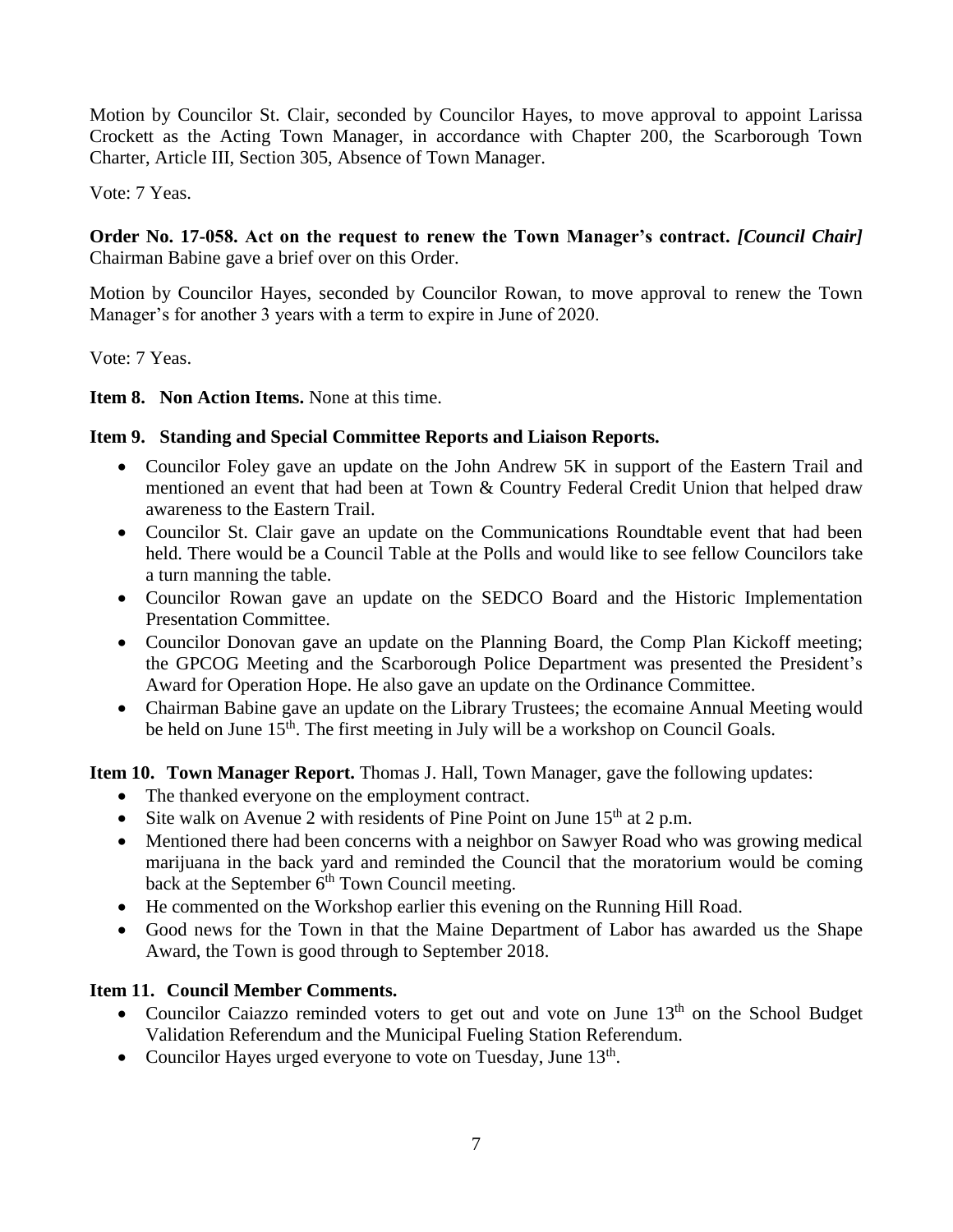Motion by Councilor St. Clair, seconded by Councilor Hayes, to move approval to appoint Larissa Crockett as the Acting Town Manager, in accordance with Chapter 200, the Scarborough Town Charter, Article III, Section 305, Absence of Town Manager.

Vote: 7 Yeas.

**Order No. 17-058. Act on the request to renew the Town Manager's contract.** ***[Council Chair]*** Chairman Babine gave a brief over on this Order.

Motion by Councilor Hayes, seconded by Councilor Rowan, to move approval to renew the Town Manager's for another 3 years with a term to expire in June of 2020.

Vote: 7 Yeas.

**Item 8. Non Action Items.** None at this time.

**Item 9. Standing and Special Committee Reports and Liaison Reports.**

- Councilor Foley gave an update on the John Andrew 5K in support of the Eastern Trail and mentioned an event that had been at Town & Country Federal Credit Union that helped draw awareness to the Eastern Trail.
- Councilor St. Clair gave an update on the Communications Roundtable event that had been held. There would be a Council Table at the Polls and would like to see fellow Councilors take a turn manning the table.
- Councilor Rowan gave an update on the SEDCO Board and the Historic Implementation Presentation Committee.
- Councilor Donovan gave an update on the Planning Board, the Comp Plan Kickoff meeting; the GPCOG Meeting and the Scarborough Police Department was presented the President's Award for Operation Hope. He also gave an update on the Ordinance Committee.
- Chairman Babine gave an update on the Library Trustees; the ecomaine Annual Meeting would be held on June 15th. The first meeting in July will be a workshop on Council Goals.

**Item 10. Town Manager Report.** Thomas J. Hall, Town Manager, gave the following updates:

- The thanked everyone on the employment contract.
- Site walk on Avenue 2 with residents of Pine Point on June 15th at 2 p.m.
- Mentioned there had been concerns with a neighbor on Sawyer Road who was growing medical marijuana in the back yard and reminded the Council that the moratorium would be coming back at the September 6th Town Council meeting.
- He commented on the Workshop earlier this evening on the Running Hill Road.
- Good news for the Town in that the Maine Department of Labor has awarded us the Shape Award, the Town is good through to September 2018.

**Item 11. Council Member Comments.**

- Councilor Caiazzo reminded voters to get out and vote on June 13th on the School Budget Validation Referendum and the Municipal Fueling Station Referendum.
- Councilor Hayes urged everyone to vote on Tuesday, June 13th.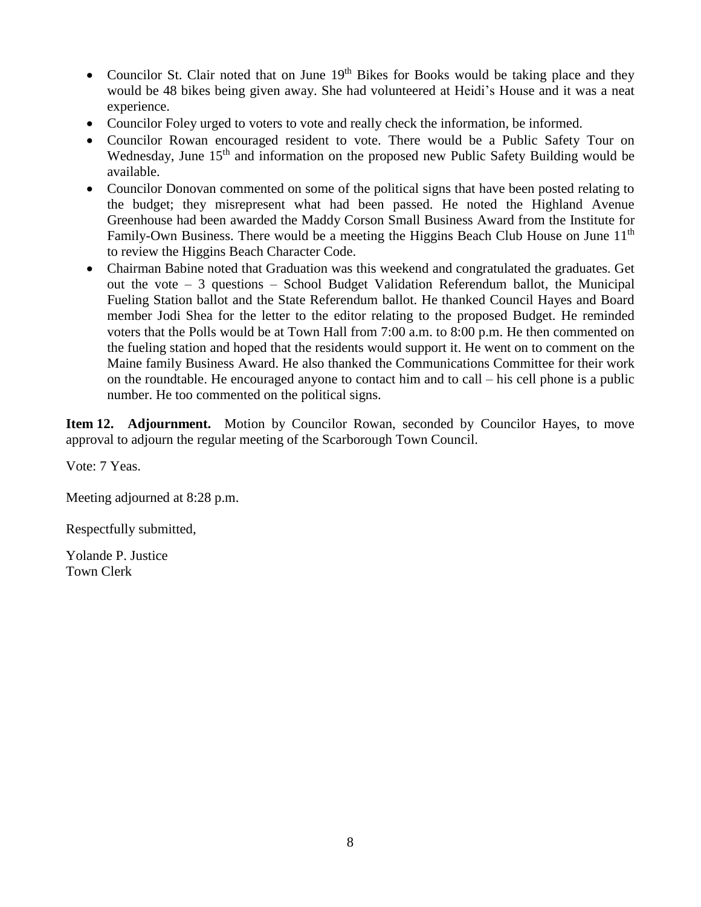- Councilor St. Clair noted that on June 19th Bikes for Books would be taking place and they would be 48 bikes being given away. She had volunteered at Heidi's House and it was a neat experience.
- Councilor Foley urged to voters to vote and really check the information, be informed.
- Councilor Rowan encouraged resident to vote. There would be a Public Safety Tour on Wednesday, June 15th and information on the proposed new Public Safety Building would be available.
- Councilor Donovan commented on some of the political signs that have been posted relating to the budget; they misrepresent what had been passed. He noted the Highland Avenue Greenhouse had been awarded the Maddy Corson Small Business Award from the Institute for Family-Own Business. There would be a meeting the Higgins Beach Club House on June 11th to review the Higgins Beach Character Code.
- Chairman Babine noted that Graduation was this weekend and congratulated the graduates. Get out the vote – 3 questions – School Budget Validation Referendum ballot, the Municipal Fueling Station ballot and the State Referendum ballot. He thanked Council Hayes and Board member Jodi Shea for the letter to the editor relating to the proposed Budget. He reminded voters that the Polls would be at Town Hall from 7:00 a.m. to 8:00 p.m. He then commented on the fueling station and hoped that the residents would support it. He went on to comment on the Maine family Business Award. He also thanked the Communications Committee for their work on the roundtable. He encouraged anyone to contact him and to call – his cell phone is a public number. He too commented on the political signs.

**Item 12. Adjournment.** Motion by Councilor Rowan, seconded by Councilor Hayes, to move approval to adjourn the regular meeting of the Scarborough Town Council.

Vote: 7 Yeas.

Meeting adjourned at 8:28 p.m.

Respectfully submitted,

Yolande P. Justice
Town Clerk